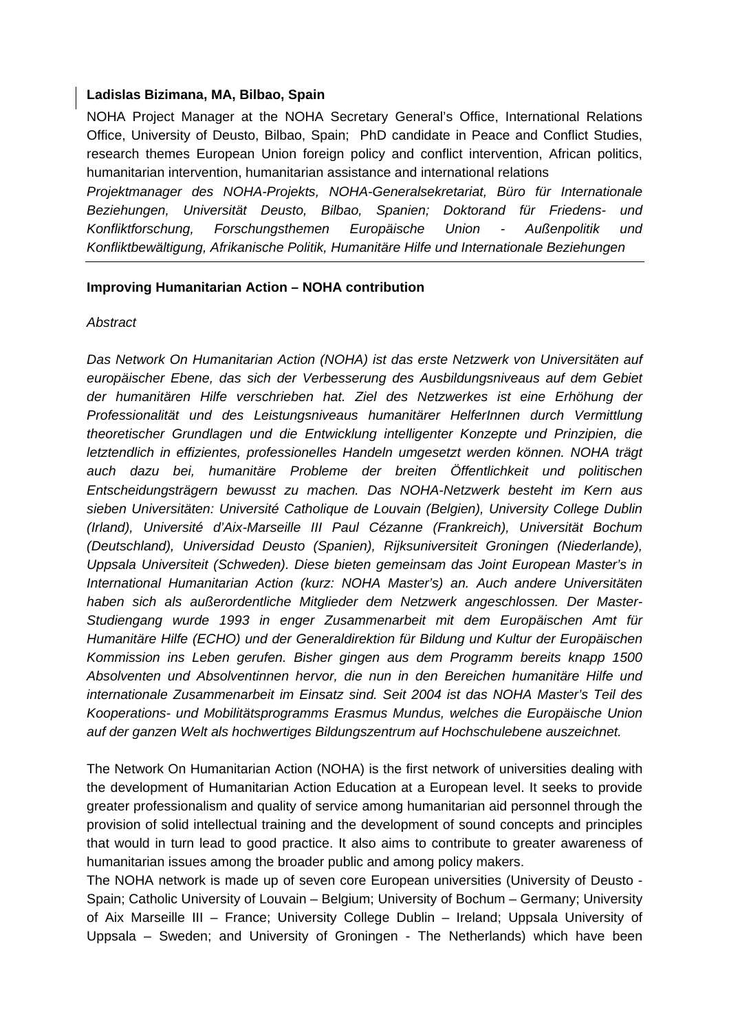**Ladislas Bizimana, MA, Bilbao, Spain**

NOHA Project Manager at the NOHA Secretary General's Office, International Relations Office, University of Deusto, Bilbao, Spain; PhD candidate in Peace and Conflict Studies, research themes European Union foreign policy and conflict intervention, African politics, humanitarian intervention, humanitarian assistance and international relations

*Projektmanager des NOHA-Projekts, NOHA-Generalsekretariat, Büro für Internationale Beziehungen, Universität Deusto, Bilbao, Spanien; Doktorand für Friedens- und Konfliktforschung, Forschungsthemen Europäische Union - Außenpolitik und Konfliktbewältigung, Afrikanische Politik, Humanitäre Hilfe und Internationale Beziehungen*

---

**Improving Humanitarian Action – NOHA contribution**

*Abstract*

*Das Network On Humanitarian Action (NOHA) ist das erste Netzwerk von Universitäten auf europäischer Ebene, das sich der Verbesserung des Ausbildungsniveaus auf dem Gebiet der humanitären Hilfe verschrieben hat. Ziel des Netzwerkes ist eine Erhöhung der Professionalität und des Leistungsniveaus humanitärer HelferInnen durch Vermittlung theoretischer Grundlagen und die Entwicklung intelligenter Konzepte und Prinzipien, die letztendlich in effizientes, professionelles Handeln umgesetzt werden können. NOHA trägt auch dazu bei, humanitäre Probleme der breiten Öffentlichkeit und politischen Entscheidungsträgern bewusst zu machen. Das NOHA-Netzwerk besteht im Kern aus sieben Universitäten: Université Catholique de Louvain (Belgien), University College Dublin (Irland), Université d'Aix-Marseille III Paul Cézanne (Frankreich), Universität Bochum (Deutschland), Universidad Deusto (Spanien), Rijksuniversiteit Groningen (Niederlande), Uppsala Universiteit (Schweden). Diese bieten gemeinsam das Joint European Master's in International Humanitarian Action (kurz: NOHA Master's) an. Auch andere Universitäten haben sich als außerordentliche Mitglieder dem Netzwerk angeschlossen. Der Master-Studiengang wurde 1993 in enger Zusammenarbeit mit dem Europäischen Amt für Humanitäre Hilfe (ECHO) und der Generaldirektion für Bildung und Kultur der Europäischen Kommission ins Leben gerufen. Bisher gingen aus dem Programm bereits knapp 1500 Absolventen und Absolventinnen hervor, die nun in den Bereichen humanitäre Hilfe und internationale Zusammenarbeit im Einsatz sind. Seit 2004 ist das NOHA Master's Teil des Kooperations- und Mobilitätsprogramms Erasmus Mundus, welches die Europäische Union auf der ganzen Welt als hochwertiges Bildungszentrum auf Hochschulebene auszeichnet.*

The Network On Humanitarian Action (NOHA) is the first network of universities dealing with the development of Humanitarian Action Education at a European level. It seeks to provide greater professionalism and quality of service among humanitarian aid personnel through the provision of solid intellectual training and the development of sound concepts and principles that would in turn lead to good practice. It also aims to contribute to greater awareness of humanitarian issues among the broader public and among policy makers.

The NOHA network is made up of seven core European universities (University of Deusto - Spain; Catholic University of Louvain – Belgium; University of Bochum – Germany; University of Aix Marseille III – France; University College Dublin – Ireland; Uppsala University of Uppsala – Sweden; and University of Groningen - The Netherlands) which have been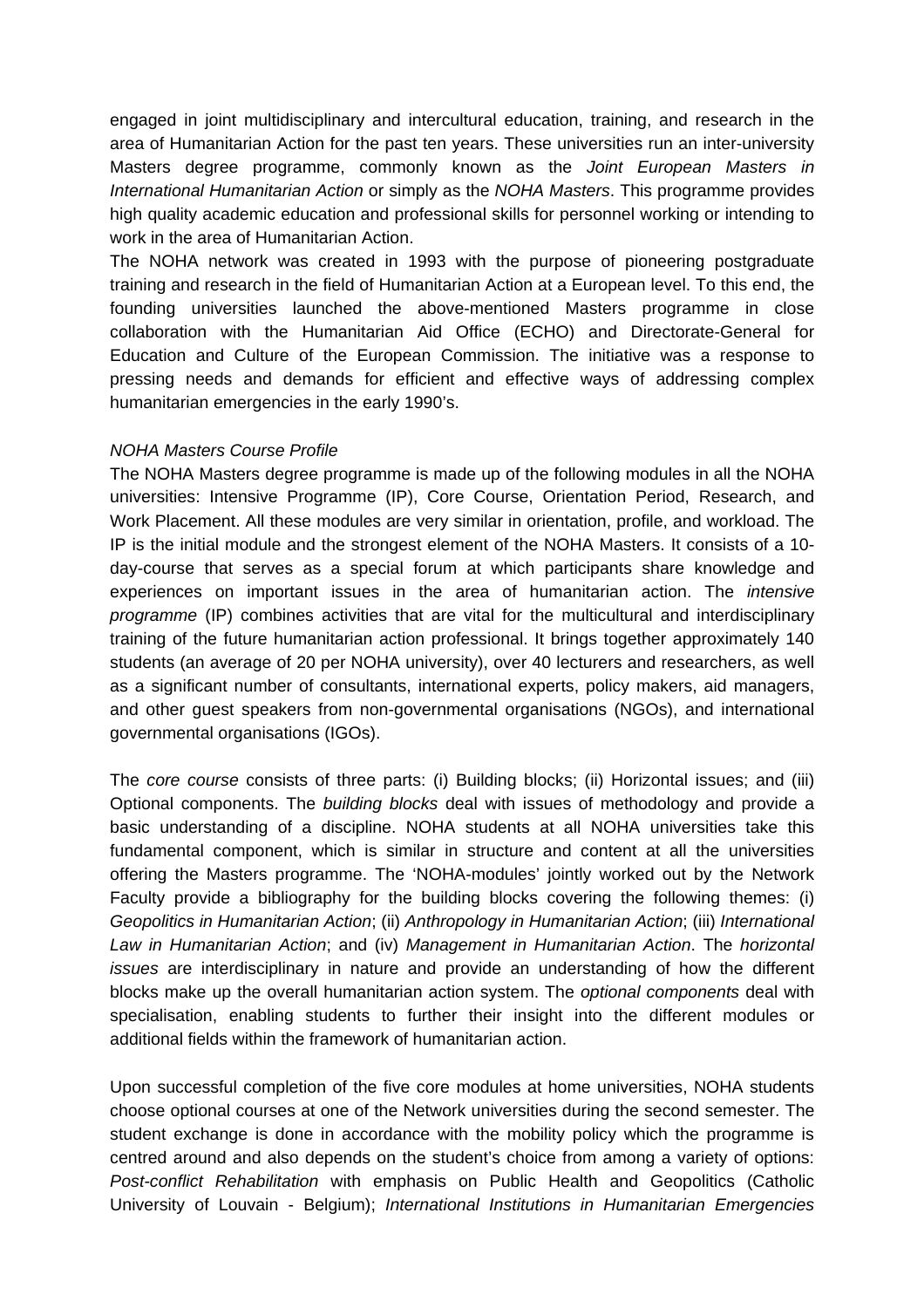engaged in joint multidisciplinary and intercultural education, training, and research in the area of Humanitarian Action for the past ten years. These universities run an inter-university Masters degree programme, commonly known as the *Joint European Masters in International Humanitarian Action* or simply as the *NOHA Masters*. This programme provides high quality academic education and professional skills for personnel working or intending to work in the area of Humanitarian Action.

The NOHA network was created in 1993 with the purpose of pioneering postgraduate training and research in the field of Humanitarian Action at a European level. To this end, the founding universities launched the above-mentioned Masters programme in close collaboration with the Humanitarian Aid Office (ECHO) and Directorate-General for Education and Culture of the European Commission. The initiative was a response to pressing needs and demands for efficient and effective ways of addressing complex humanitarian emergencies in the early 1990's.

*NOHA Masters Course Profile*

The NOHA Masters degree programme is made up of the following modules in all the NOHA universities: Intensive Programme (IP), Core Course, Orientation Period, Research, and Work Placement. All these modules are very similar in orientation, profile, and workload. The IP is the initial module and the strongest element of the NOHA Masters. It consists of a 10-day-course that serves as a special forum at which participants share knowledge and experiences on important issues in the area of humanitarian action. The *intensive programme* (IP) combines activities that are vital for the multicultural and interdisciplinary training of the future humanitarian action professional. It brings together approximately 140 students (an average of 20 per NOHA university), over 40 lecturers and researchers, as well as a significant number of consultants, international experts, policy makers, aid managers, and other guest speakers from non-governmental organisations (NGOs), and international governmental organisations (IGOs).

The *core course* consists of three parts: (i) Building blocks; (ii) Horizontal issues; and (iii) Optional components. The *building blocks* deal with issues of methodology and provide a basic understanding of a discipline. NOHA students at all NOHA universities take this fundamental component, which is similar in structure and content at all the universities offering the Masters programme. The 'NOHA-modules' jointly worked out by the Network Faculty provide a bibliography for the building blocks covering the following themes: (i) *Geopolitics in Humanitarian Action*; (ii) *Anthropology in Humanitarian Action*; (iii) *International Law in Humanitarian Action*; and (iv) *Management in Humanitarian Action*. The *horizontal issues* are interdisciplinary in nature and provide an understanding of how the different blocks make up the overall humanitarian action system. The *optional components* deal with specialisation, enabling students to further their insight into the different modules or additional fields within the framework of humanitarian action.

Upon successful completion of the five core modules at home universities, NOHA students choose optional courses at one of the Network universities during the second semester. The student exchange is done in accordance with the mobility policy which the programme is centred around and also depends on the student's choice from among a variety of options: *Post-conflict Rehabilitation* with emphasis on Public Health and Geopolitics (Catholic University of Louvain - Belgium); *International Institutions in Humanitarian Emergencies*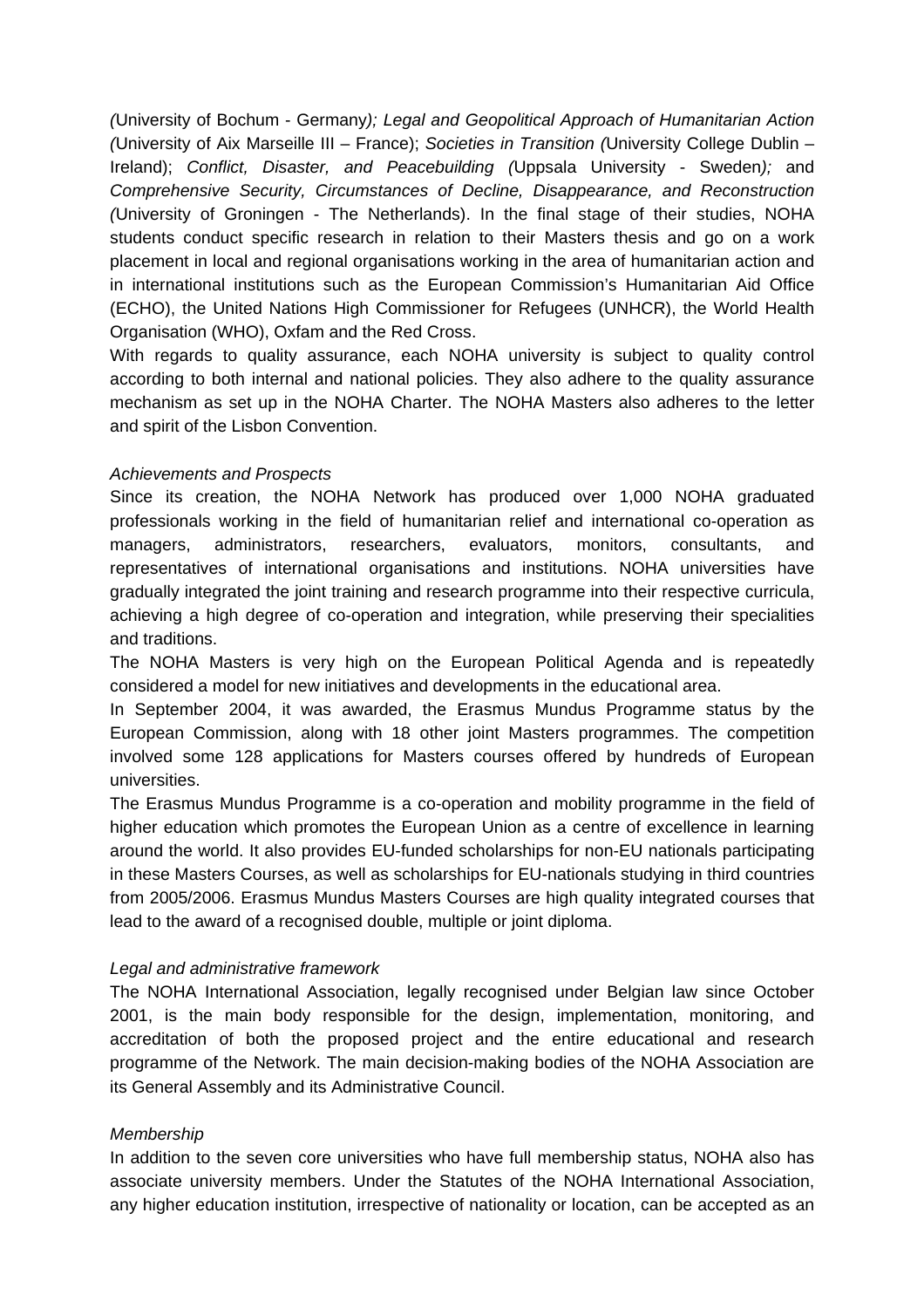(University of Bochum - Germany*); Legal and Geopolitical Approach of Humanitarian Action (*University of Aix Marseille III – France); *Societies in Transition (*University College Dublin – Ireland); *Conflict, Disaster, and Peacebuilding (*Uppsala University - Sweden*);* and *Comprehensive Security, Circumstances of Decline, Disappearance, and Reconstruction (*University of Groningen - The Netherlands). In the final stage of their studies, NOHA students conduct specific research in relation to their Masters thesis and go on a work placement in local and regional organisations working in the area of humanitarian action and in international institutions such as the European Commission's Humanitarian Aid Office (ECHO), the United Nations High Commissioner for Refugees (UNHCR), the World Health Organisation (WHO), Oxfam and the Red Cross.

With regards to quality assurance, each NOHA university is subject to quality control according to both internal and national policies. They also adhere to the quality assurance mechanism as set up in the NOHA Charter. The NOHA Masters also adheres to the letter and spirit of the Lisbon Convention.

*Achievements and Prospects*

Since its creation, the NOHA Network has produced over 1,000 NOHA graduated professionals working in the field of humanitarian relief and international co-operation as managers, administrators, researchers, evaluators, monitors, consultants, and representatives of international organisations and institutions. NOHA universities have gradually integrated the joint training and research programme into their respective curricula, achieving a high degree of co-operation and integration, while preserving their specialities and traditions.

The NOHA Masters is very high on the European Political Agenda and is repeatedly considered a model for new initiatives and developments in the educational area.

In September 2004, it was awarded, the Erasmus Mundus Programme status by the European Commission, along with 18 other joint Masters programmes. The competition involved some 128 applications for Masters courses offered by hundreds of European universities.

The Erasmus Mundus Programme is a co-operation and mobility programme in the field of higher education which promotes the European Union as a centre of excellence in learning around the world. It also provides EU-funded scholarships for non-EU nationals participating in these Masters Courses, as well as scholarships for EU-nationals studying in third countries from 2005/2006. Erasmus Mundus Masters Courses are high quality integrated courses that lead to the award of a recognised double, multiple or joint diploma.

*Legal and administrative framework*

The NOHA International Association, legally recognised under Belgian law since October 2001, is the main body responsible for the design, implementation, monitoring, and accreditation of both the proposed project and the entire educational and research programme of the Network. The main decision-making bodies of the NOHA Association are its General Assembly and its Administrative Council.

*Membership*

In addition to the seven core universities who have full membership status, NOHA also has associate university members. Under the Statutes of the NOHA International Association, any higher education institution, irrespective of nationality or location, can be accepted as an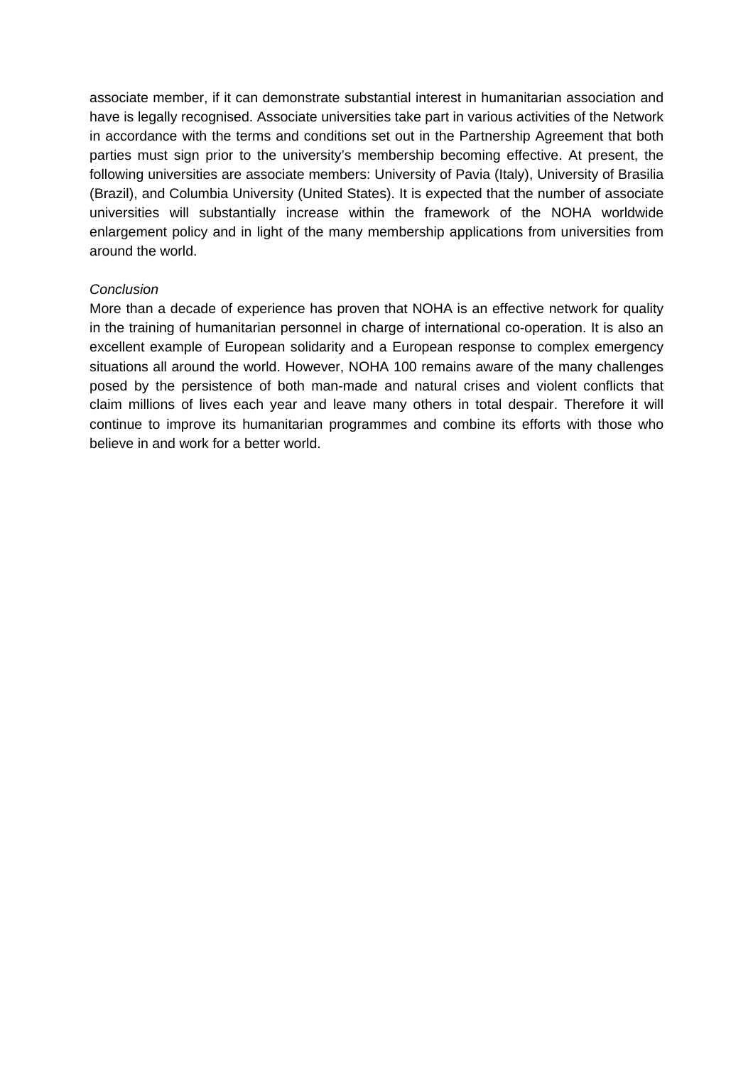associate member, if it can demonstrate substantial interest in humanitarian association and have is legally recognised. Associate universities take part in various activities of the Network in accordance with the terms and conditions set out in the Partnership Agreement that both parties must sign prior to the university's membership becoming effective. At present, the following universities are associate members: University of Pavia (Italy), University of Brasilia (Brazil), and Columbia University (United States). It is expected that the number of associate universities will substantially increase within the framework of the NOHA worldwide enlargement policy and in light of the many membership applications from universities from around the world.

*Conclusion*

More than a decade of experience has proven that NOHA is an effective network for quality in the training of humanitarian personnel in charge of international co-operation. It is also an excellent example of European solidarity and a European response to complex emergency situations all around the world. However, NOHA 100 remains aware of the many challenges posed by the persistence of both man-made and natural crises and violent conflicts that claim millions of lives each year and leave many others in total despair. Therefore it will continue to improve its humanitarian programmes and combine its efforts with those who believe in and work for a better world.